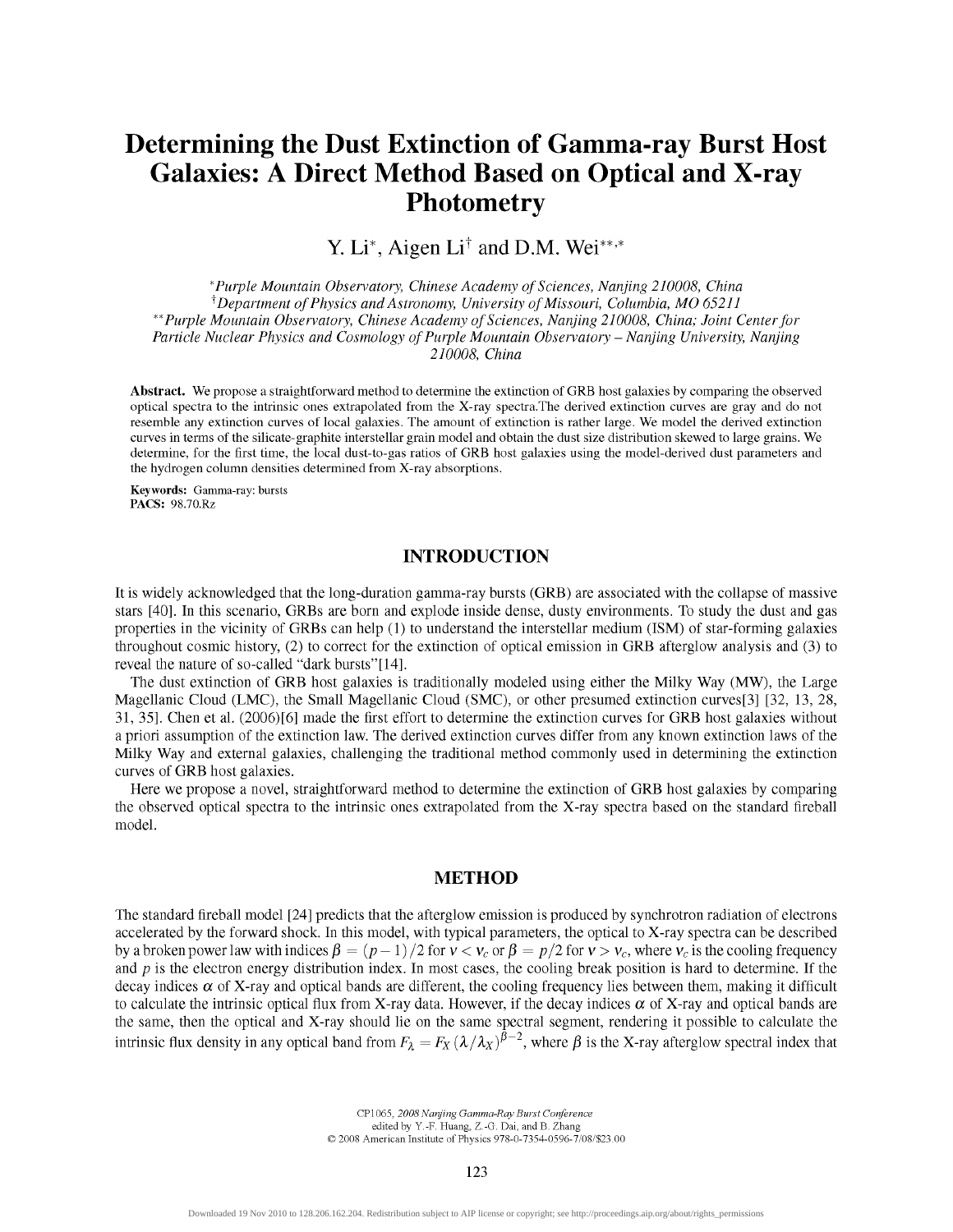# Determining the Dust Extinction of Gamma-ray Burst Host Galaxies: A Direct Method Based on Optical and X-ray Photometry

Y. Li[*], Aigen Li[†] and D.M. Wei[**,*]

[*]*Purple Mountain Observatory, Chinese Academy of Sciences, Nanjing 210008, China*
[†]*Department of Physics and Astronomy, University of Missouri, Columbia, MO 65211*
[**]*Purple Mountain Observatory, Chinese Academy of Sciences, Nanjing 210008, China; Joint Center for Particle Nuclear Physics and Cosmology of Purple Mountain Observatory – Nanjing University, Nanjing 210008, China*

**Abstract.** We propose a straightforward method to determine the extinction of GRB host galaxies by comparing the observed optical spectra to the intrinsic ones extrapolated from the X-ray spectra.The derived extinction curves are gray and do not resemble any extinction curves of local galaxies. The amount of extinction is rather large. We model the derived extinction curves in terms of the silicate-graphite interstellar grain model and obtain the dust size distribution skewed to large grains. We determine, for the first time, the local dust-to-gas ratios of GRB host galaxies using the model-derived dust parameters and the hydrogen column densities determined from X-ray absorptions.

**Keywords:** Gamma-ray: bursts
**PACS:** 98.70.Rz

## INTRODUCTION

It is widely acknowledged that the long-duration gamma-ray bursts (GRB) are associated with the collapse of massive stars [40]. In this scenario, GRBs are born and explode inside dense, dusty environments. To study the dust and gas properties in the vicinity of GRBs can help (1) to understand the interstellar medium (ISM) of star-forming galaxies throughout cosmic history, (2) to correct for the extinction of optical emission in GRB afterglow analysis and (3) to reveal the nature of so-called "dark bursts"[14].

The dust extinction of GRB host galaxies is traditionally modeled using either the Milky Way (MW), the Large Magellanic Cloud (LMC), the Small Magellanic Cloud (SMC), or other presumed extinction curves[3] [32, 13, 28, 31, 35]. Chen et al. (2006)[6] made the first effort to determine the extinction curves for GRB host galaxies without a priori assumption of the extinction law. The derived extinction curves differ from any known extinction laws of the Milky Way and external galaxies, challenging the traditional method commonly used in determining the extinction curves of GRB host galaxies.

Here we propose a novel, straightforward method to determine the extinction of GRB host galaxies by comparing the observed optical spectra to the intrinsic ones extrapolated from the X-ray spectra based on the standard fireball model.

## METHOD

The standard fireball model [24] predicts that the afterglow emission is produced by synchrotron radiation of electrons accelerated by the forward shock. In this model, with typical parameters, the optical to X-ray spectra can be described by a broken power law with indices $\beta = (p-1)/2$ for $\nu < \nu_c$ or $\beta = p/2$ for $\nu > \nu_c$, where $\nu_c$ is the cooling frequency and $p$ is the electron energy distribution index. In most cases, the cooling break position is hard to determine. If the decay indices $\alpha$ of X-ray and optical bands are different, the cooling frequency lies between them, making it difficult to calculate the intrinsic optical flux from X-ray data. However, if the decay indices $\alpha$ of X-ray and optical bands are the same, then the optical and X-ray should lie on the same spectral segment, rendering it possible to calculate the intrinsic flux density in any optical band from $F_\lambda = F_X\,(\lambda/\lambda_X)^{\beta-2}$, where $\beta$ is the X-ray afterglow spectral index that

CP1065, *2008 Nanjing Gamma-Ray Burst Conference*
edited by Y.-F. Huang, Z.-G. Dai, and B. Zhang
© 2008 American Institute of Physics 978-0-7354-0596-7/08/$23.00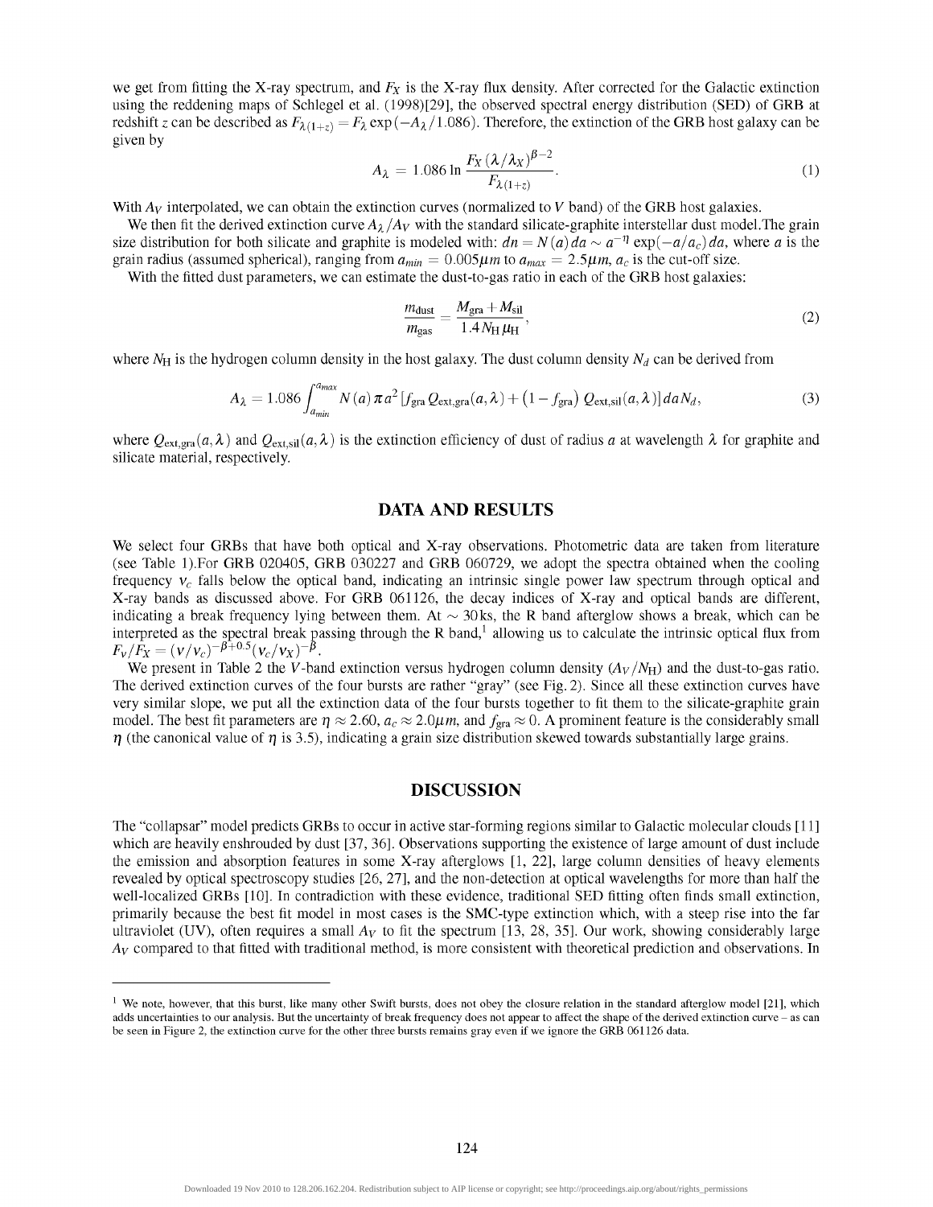we get from fitting the X-ray spectrum, and $F_X$ is the X-ray flux density. After corrected for the Galactic extinction using the reddening maps of Schlegel et al. (1998)[29], the observed spectral energy distribution (SED) of GRB at redshift $z$ can be described as $F_{\lambda(1+z)} = F_\lambda \exp(-A_\lambda/1.086)$. Therefore, the extinction of the GRB host galaxy can be given by

$$A_\lambda = 1.086 \ln \frac{F_X (\lambda/\lambda_X)^{\beta-2}}{F_{\lambda(1+z)}}. \tag{1}$$

With $A_V$ interpolated, we can obtain the extinction curves (normalized to $V$ band) of the GRB host galaxies.

We then fit the derived extinction curve $A_\lambda/A_V$ with the standard silicate-graphite interstellar dust model.The grain size distribution for both silicate and graphite is modeled with: $dn = N(a)\,da \sim a^{-\eta} \exp(-a/a_c)\,da$, where $a$ is the grain radius (assumed spherical), ranging from $a_{min} = 0.005\mu m$ to $a_{max} = 2.5\mu m$, $a_c$ is the cut-off size.

With the fitted dust parameters, we can estimate the dust-to-gas ratio in each of the GRB host galaxies:

$$\frac{m_{\rm dust}}{m_{\rm gas}} = \frac{M_{\rm gra} + M_{\rm sil}}{1.4 N_{\rm H} \mu_{\rm H}}, \tag{2}$$

where $N_{\rm H}$ is the hydrogen column density in the host galaxy. The dust column density $N_d$ can be derived from

$$A_\lambda = 1.086 \int_{a_{min}}^{a_{max}} N(a)\, \pi a^2 \left[ f_{\rm gra}\, Q_{\rm ext,gra}(a,\lambda) + \left(1 - f_{\rm gra}\right) Q_{\rm ext,sil}(a,\lambda) \right] da N_d, \tag{3}$$

where $Q_{\rm ext,gra}(a,\lambda)$ and $Q_{\rm ext,sil}(a,\lambda)$ is the extinction efficiency of dust of radius $a$ at wavelength $\lambda$ for graphite and silicate material, respectively.

## DATA AND RESULTS

We select four GRBs that have both optical and X-ray observations. Photometric data are taken from literature (see Table 1).For GRB 020405, GRB 030227 and GRB 060729, we adopt the spectra obtained when the cooling frequency $\nu_c$ falls below the optical band, indicating an intrinsic single power law spectrum through optical and X-ray bands as discussed above. For GRB 061126, the decay indices of X-ray and optical bands are different, indicating a break frequency lying between them. At $\sim 30$ks, the R band afterglow shows a break, which can be interpreted as the spectral break passing through the R band,[1] allowing us to calculate the intrinsic optical flux from $F_\nu/F_X = (\nu/\nu_c)^{-\beta+0.5}(\nu_c/\nu_X)^{-\beta}$.

We present in Table 2 the $V$-band extinction versus hydrogen column density ($A_V/N_{\rm H}$) and the dust-to-gas ratio. The derived extinction curves of the four bursts are rather "gray" (see Fig. 2). Since all these extinction curves have very similar slope, we put all the extinction data of the four bursts together to fit them to the silicate-graphite grain model. The best fit parameters are $\eta \approx 2.60$, $a_c \approx 2.0\mu m$, and $f_{\rm gra} \approx 0$. A prominent feature is the considerably small $\eta$ (the canonical value of $\eta$ is 3.5), indicating a grain size distribution skewed towards substantially large grains.

## DISCUSSION

The "collapsar" model predicts GRBs to occur in active star-forming regions similar to Galactic molecular clouds [11] which are heavily enshrouded by dust [37, 36]. Observations supporting the existence of large amount of dust include the emission and absorption features in some X-ray afterglows [1, 22], large column densities of heavy elements revealed by optical spectroscopy studies [26, 27], and the non-detection at optical wavelengths for more than half the well-localized GRBs [10]. In contradiction with these evidence, traditional SED fitting often finds small extinction, primarily because the best fit model in most cases is the SMC-type extinction which, with a steep rise into the far ultraviolet (UV), often requires a small $A_V$ to fit the spectrum [13, 28, 35]. Our work, showing considerably large $A_V$ compared to that fitted with traditional method, is more consistent with theoretical prediction and observations. In

---

[1] We note, however, that this burst, like many other Swift bursts, does not obey the closure relation in the standard afterglow model [21], which adds uncertainties to our analysis. But the uncertainty of break frequency does not appear to affect the shape of the derived extinction curve – as can be seen in Figure 2, the extinction curve for the other three bursts remains gray even if we ignore the GRB 061126 data.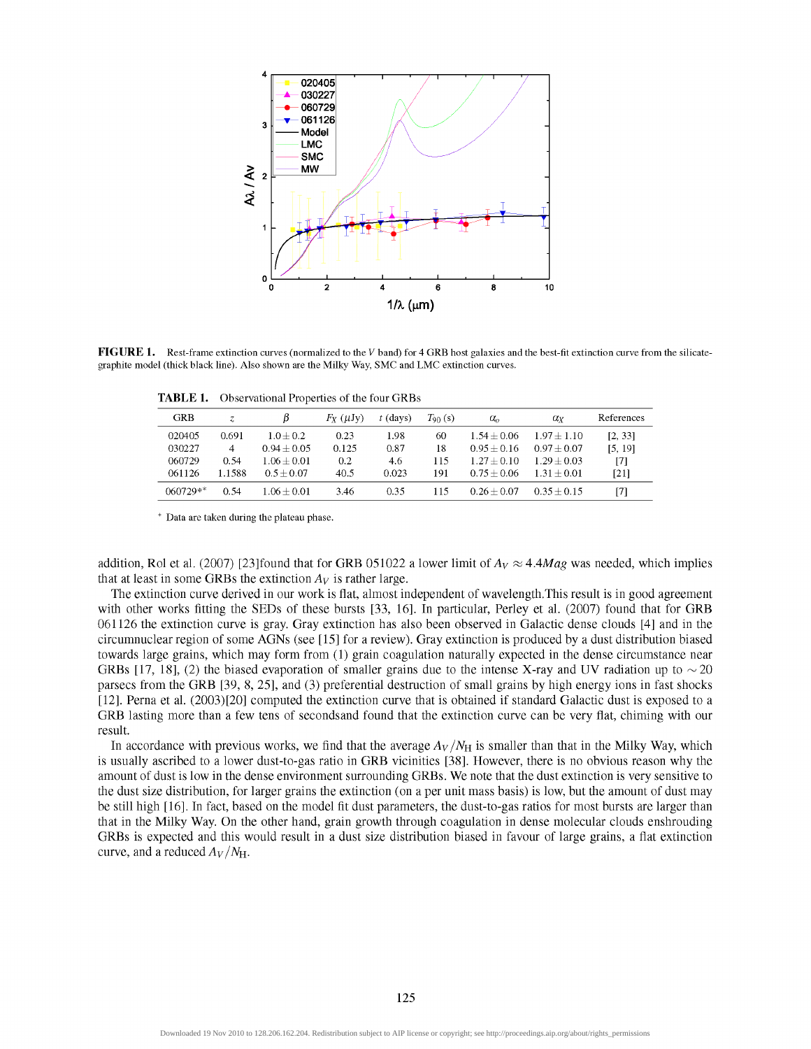**FIGURE 1.** Rest-frame extinction curves (normalized to the $V$ band) for 4 GRB host galaxies and the best-fit extinction curve from the silicate-graphite model (thick black line). Also shown are the Milky Way, SMC and LMC extinction curves.

**TABLE 1.** Observational Properties of the four GRBs

| GRB | $z$ | $\beta$ | $F_X$ ($\mu$Jy) | $t$ (days) | $T_{90}$ (s) | $\alpha_o$ | $\alpha_X$ | References |
|---|---|---|---|---|---|---|---|---|
| 020405 | 0.691 | $1.0 \pm 0.2$ | 0.23 | 1.98 | 60 | $1.54 \pm 0.06$ | $1.97 \pm 1.10$ | [2, 33] |
| 030227 | 4 | $0.94 \pm 0.05$ | 0.125 | 0.87 | 18 | $0.95 \pm 0.16$ | $0.97 \pm 0.07$ | [5, 19] |
| 060729 | 0.54 | $1.06 \pm 0.01$ | 0.2 | 4.6 | 115 | $1.27 \pm 0.10$ | $1.29 \pm 0.03$ | [7] |
| 061126 | 1.1588 | $0.5 \pm 0.07$ | 40.5 | 0.023 | 191 | $0.75 \pm 0.06$ | $1.31 \pm 0.01$ | [21] |
| 060729** | 0.54 | $1.06 \pm 0.01$ | 3.46 | 0.35 | 115 | $0.26 \pm 0.07$ | $0.35 \pm 0.15$ | [7] |

\* Data are taken during the plateau phase.

addition, Rol et al. (2007) [23]found that for GRB 051022 a lower limit of $A_V \approx 4.4Mag$ was needed, which implies that at least in some GRBs the extinction $A_V$ is rather large.

The extinction curve derived in our work is flat, almost independent of wavelength.This result is in good agreement with other works fitting the SEDs of these bursts [33, 16]. In particular, Perley et al. (2007) found that for GRB 061126 the extinction curve is gray. Gray extinction has also been observed in Galactic dense clouds [4] and in the circumnuclear region of some AGNs (see [15] for a review). Gray extinction is produced by a dust distribution biased towards large grains, which may form from (1) grain coagulation naturally expected in the dense circumstance near GRBs [17, 18], (2) the biased evaporation of smaller grains due to the intense X-ray and UV radiation up to $\sim 20$ parsecs from the GRB [39, 8, 25], and (3) preferential destruction of small grains by high energy ions in fast shocks [12]. Perna et al. (2003)[20] computed the extinction curve that is obtained if standard Galactic dust is exposed to a GRB lasting more than a few tens of secondsand found that the extinction curve can be very flat, chiming with our result.

In accordance with previous works, we find that the average $A_V/N_{\mathrm{H}}$ is smaller than that in the Milky Way, which is usually ascribed to a lower dust-to-gas ratio in GRB vicinities [38]. However, there is no obvious reason why the amount of dust is low in the dense environment surrounding GRBs. We note that the dust extinction is very sensitive to the dust size distribution, for larger grains the extinction (on a per unit mass basis) is low, but the amount of dust may be still high [16]. In fact, based on the model fit dust parameters, the dust-to-gas ratios for most bursts are larger than that in the Milky Way. On the other hand, grain growth through coagulation in dense molecular clouds enshrouding GRBs is expected and this would result in a dust size distribution biased in favour of large grains, a flat extinction curve, and a reduced $A_V/N_{\mathrm{H}}$.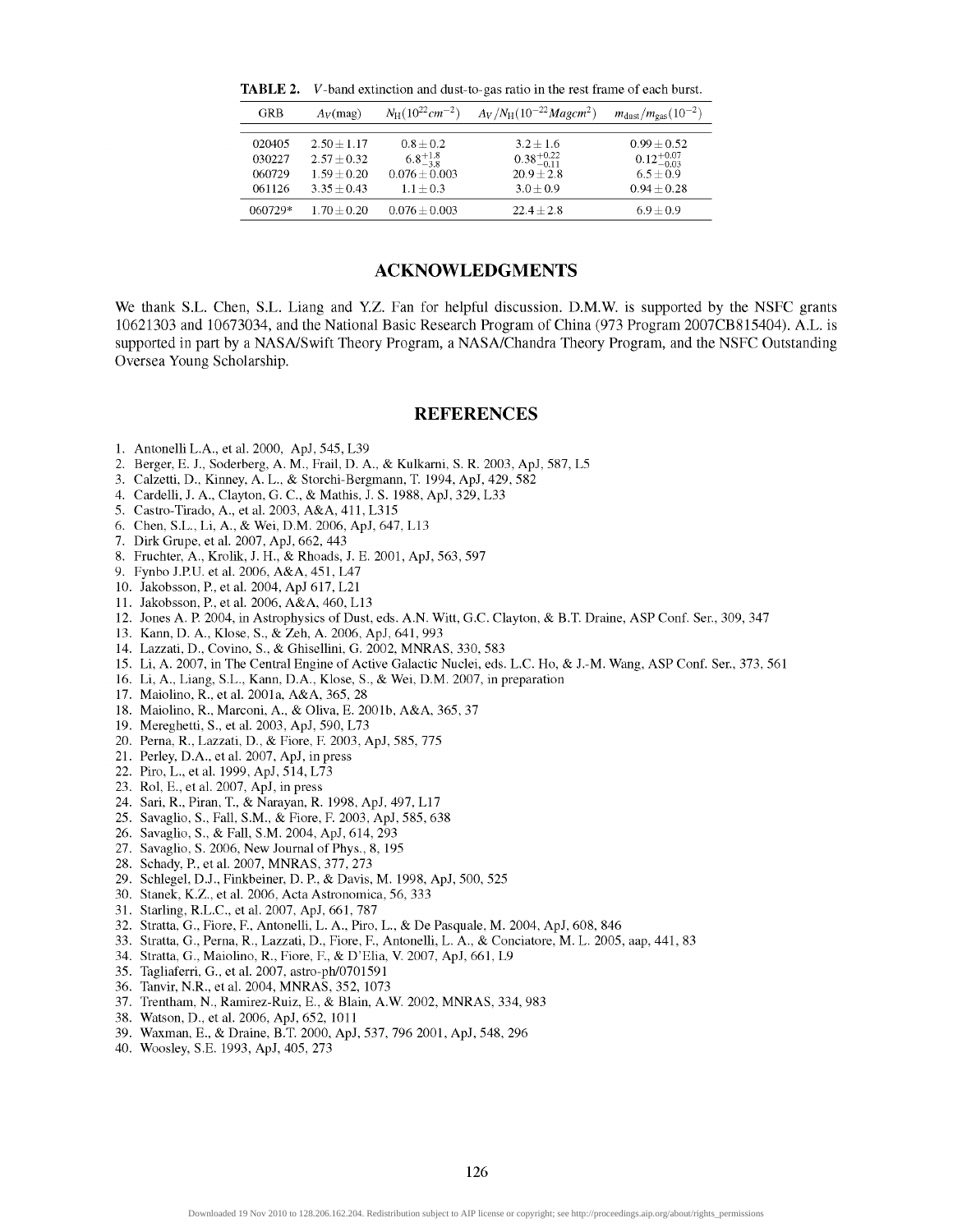**TABLE 2.** *V*-band extinction and dust-to-gas ratio in the rest frame of each burst.

| GRB | $A_V$(mag) | $N_{\rm H}(10^{22}cm^{-2})$ | $A_V/N_{\rm H}(10^{-22}Magcm^2)$ | $m_{\rm dust}/m_{\rm gas}(10^{-2})$ |
|---|---|---|---|---|
| 020405 | $2.50 \pm 1.17$ | $0.8 \pm 0.2$ | $3.2 \pm 1.6$ | $0.99 \pm 0.52$ |
| 030227 | $2.57 \pm 0.32$ | $6.8^{+1.8}_{-3.8}$ | $0.38^{+0.22}_{-0.11}$ | $0.12^{+0.07}_{-0.03}$ |
| 060729 | $1.59 \pm 0.20$ | $0.076 \pm 0.003$ | $20.9 \pm 2.8$ | $6.5 \pm 0.9$ |
| 061126 | $3.35 \pm 0.43$ | $1.1 \pm 0.3$ | $3.0 \pm 0.9$ | $0.94 \pm 0.28$ |
| 060729* | $1.70 \pm 0.20$ | $0.076 \pm 0.003$ | $22.4 \pm 2.8$ | $6.9 \pm 0.9$ |

## ACKNOWLEDGMENTS

We thank S.L. Chen, S.L. Liang and Y.Z. Fan for helpful discussion. D.M.W. is supported by the NSFC grants 10621303 and 10673034, and the National Basic Research Program of China (973 Program 2007CB815404). A.L. is supported in part by a NASA/Swift Theory Program, a NASA/Chandra Theory Program, and the NSFC Outstanding Oversea Young Scholarship.

## REFERENCES

1. Antonelli L.A., et al. 2000, ApJ, 545, L39
2. Berger, E. J., Soderberg, A. M., Frail, D. A., & Kulkarni, S. R. 2003, ApJ, 587, L5
3. Calzetti, D., Kinney, A. L., & Storchi-Bergmann, T. 1994, ApJ, 429, 582
4. Cardelli, J. A., Clayton, G. C., & Mathis, J. S. 1988, ApJ, 329, L33
5. Castro-Tirado, A., et al. 2003, A&A, 411, L315
6. Chen, S.L., Li, A., & Wei, D.M. 2006, ApJ, 647, L13
7. Dirk Grupe, et al. 2007, ApJ, 662, 443
8. Fruchter, A., Krolik, J. H., & Rhoads, J. E. 2001, ApJ, 563, 597
9. Fynbo J.P.U. et al. 2006, A&A, 451, L47
10. Jakobsson, P., et al. 2004, ApJ 617, L21
11. Jakobsson, P., et al. 2006, A&A, 460, L13
12. Jones A. P. 2004, in Astrophysics of Dust, eds. A.N. Witt, G.C. Clayton, & B.T. Draine, ASP Conf. Ser., 309, 347
13. Kann, D. A., Klose, S., & Zeh, A. 2006, ApJ, 641, 993
14. Lazzati, D., Covino, S., & Ghisellini, G. 2002, MNRAS, 330, 583
15. Li, A. 2007, in The Central Engine of Active Galactic Nuclei, eds. L.C. Ho, & J.-M. Wang, ASP Conf. Ser., 373, 561
16. Li, A., Liang, S.L., Kann, D.A., Klose, S., & Wei, D.M. 2007, in preparation
17. Maiolino, R., et al. 2001a, A&A, 365, 28
18. Maiolino, R., Marconi, A., & Oliva, E. 2001b, A&A, 365, 37
19. Mereghetti, S., et al. 2003, ApJ, 590, L73
20. Perna, R., Lazzati, D., & Fiore, F. 2003, ApJ, 585, 775
21. Perley, D.A., et al. 2007, ApJ, in press
22. Piro, L., et al. 1999, ApJ, 514, L73
23. Rol, E., et al. 2007, ApJ, in press
24. Sari, R., Piran, T., & Narayan, R. 1998, ApJ, 497, L17
25. Savaglio, S., Fall, S.M., & Fiore, F. 2003, ApJ, 585, 638
26. Savaglio, S., & Fall, S.M. 2004, ApJ, 614, 293
27. Savaglio, S. 2006, New Journal of Phys., 8, 195
28. Schady, P., et al. 2007, MNRAS, 377, 273
29. Schlegel, D.J., Finkbeiner, D. P., & Davis, M. 1998, ApJ, 500, 525
30. Stanek, K.Z., et al. 2006, Acta Astronomica, 56, 333
31. Starling, R.L.C., et al. 2007, ApJ, 661, 787
32. Stratta, G., Fiore, F., Antonelli, L. A., Piro, L., & De Pasquale, M. 2004, ApJ, 608, 846
33. Stratta, G., Perna, R., Lazzati, D., Fiore, F., Antonelli, L. A., & Conciatore, M. L. 2005, aap, 441, 83
34. Stratta, G., Maiolino, R., Fiore, F., & D'Elia, V. 2007, ApJ, 661, L9
35. Tagliaferri, G., et al. 2007, astro-ph/0701591
36. Tanvir, N.R., et al. 2004, MNRAS, 352, 1073
37. Trentham, N., Ramirez-Ruiz, E., & Blain, A.W. 2002, MNRAS, 334, 983
38. Watson, D., et al. 2006, ApJ, 652, 1011
39. Waxman, E., & Draine, B.T. 2000, ApJ, 537, 796 2001, ApJ, 548, 296
40. Woosley, S.E. 1993, ApJ, 405, 273